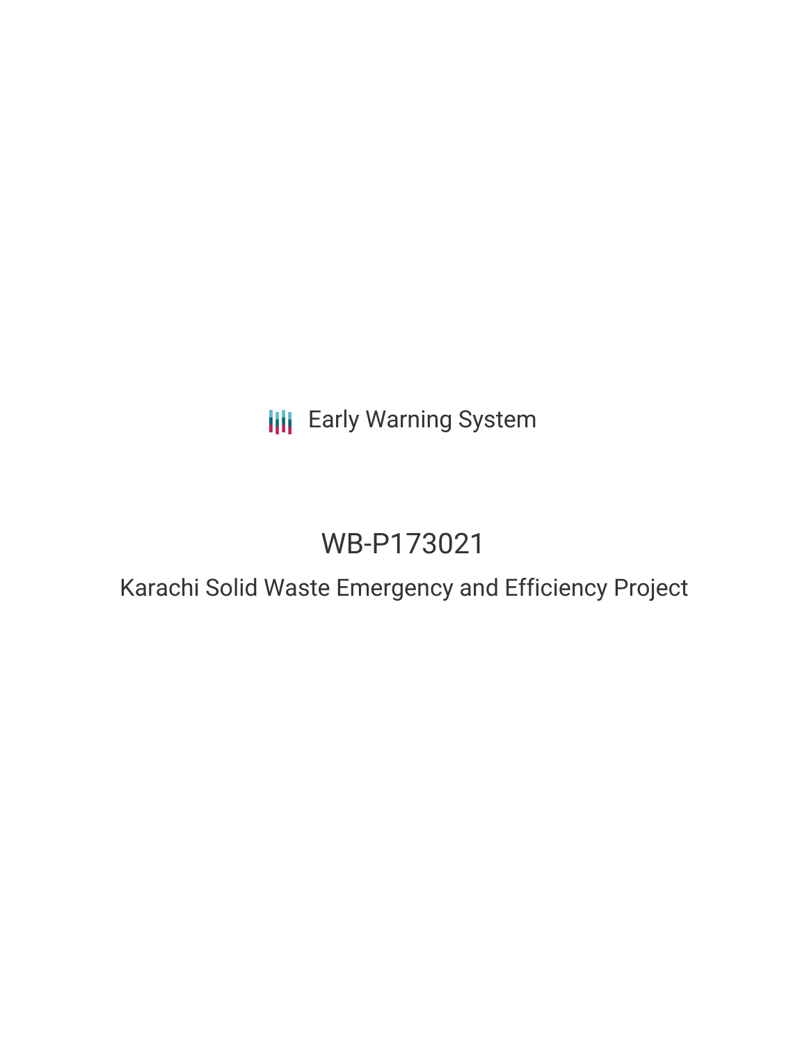Early Warning System

# WB-P173021

## Karachi Solid Waste Emergency and Efficiency Project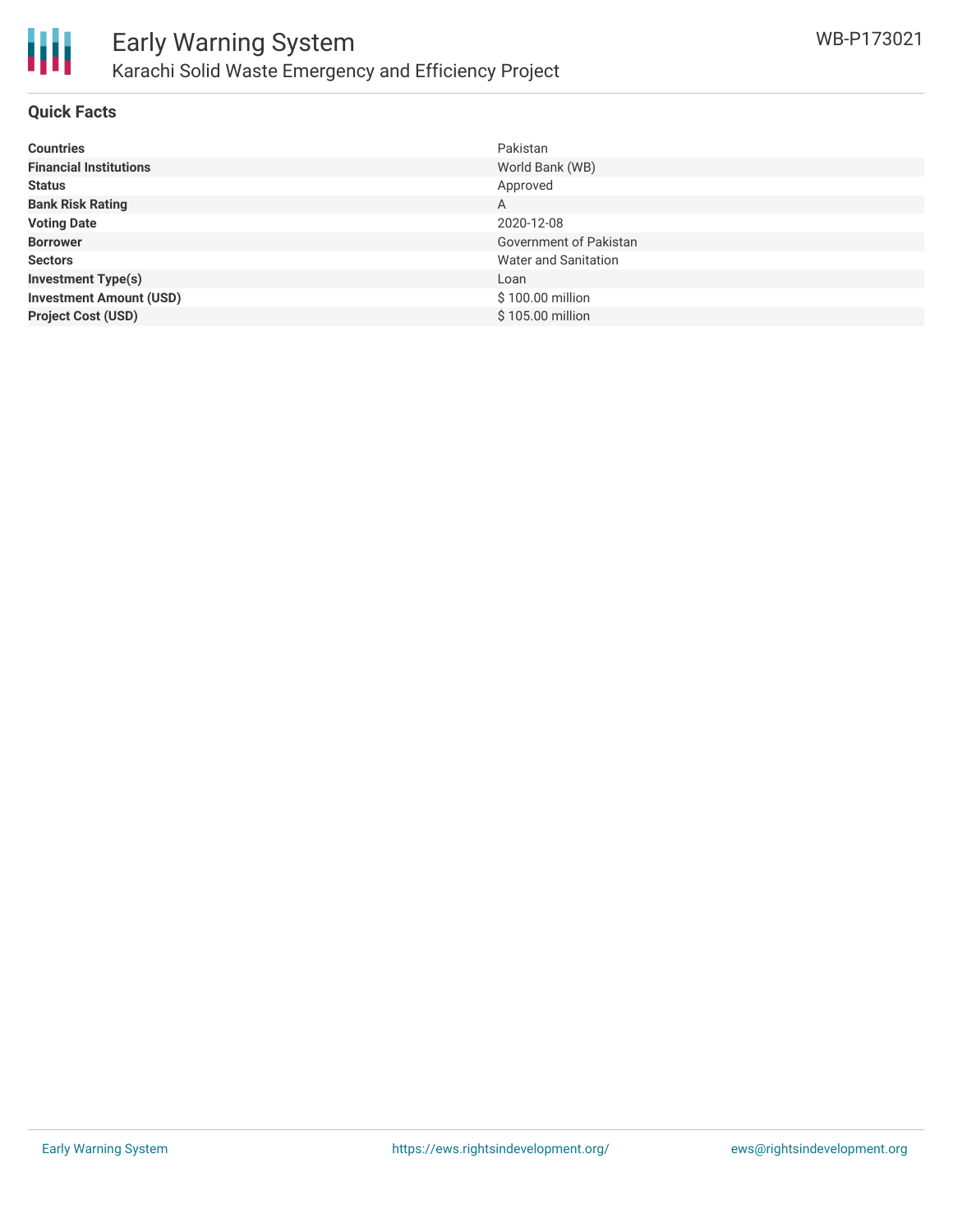# Early Warning System

## Karachi Solid Waste Emergency and Efficiency Project

WB-P173021

### Quick Facts

| | |
|---|---|
| **Countries** | Pakistan |
| **Financial Institutions** | World Bank (WB) |
| **Status** | Approved |
| **Bank Risk Rating** | A |
| **Voting Date** | 2020-12-08 |
| **Borrower** | Government of Pakistan |
| **Sectors** | Water and Sanitation |
| **Investment Type(s)** | Loan |
| **Investment Amount (USD)** | $ 100.00 million |
| **Project Cost (USD)** | $ 105.00 million |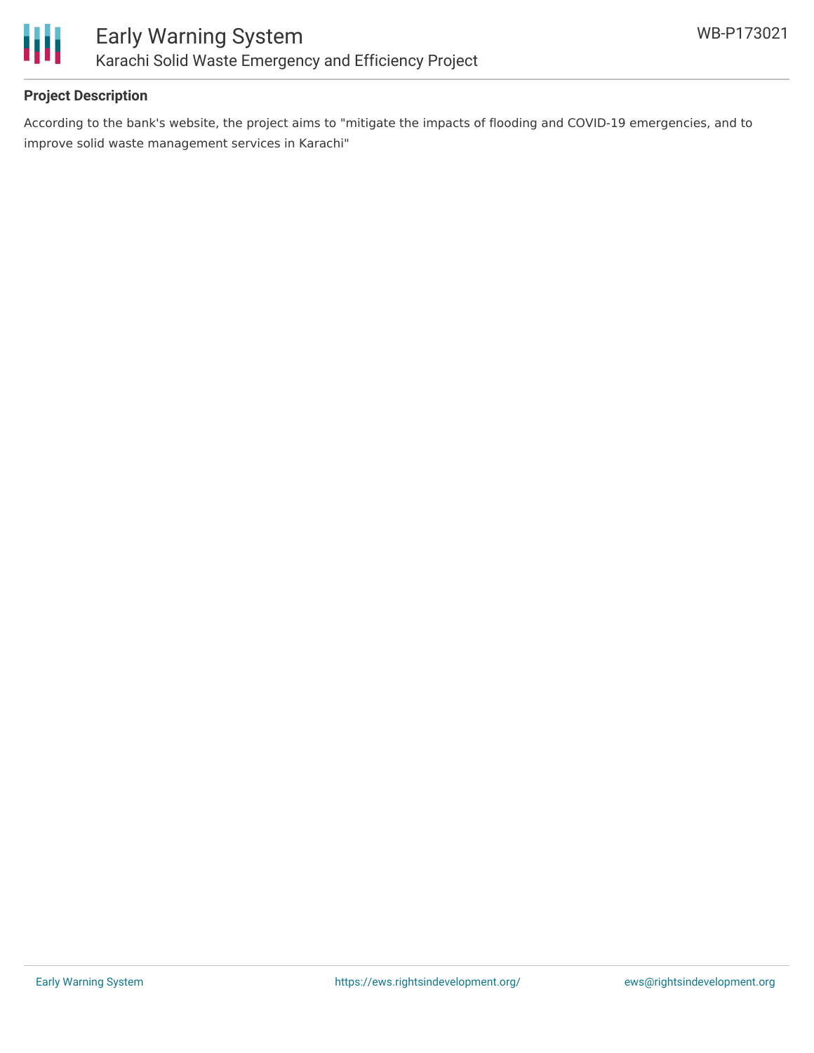## Project Description

According to the bank's website, the project aims to "mitigate the impacts of flooding and COVID-19 emergencies, and to improve solid waste management services in Karachi"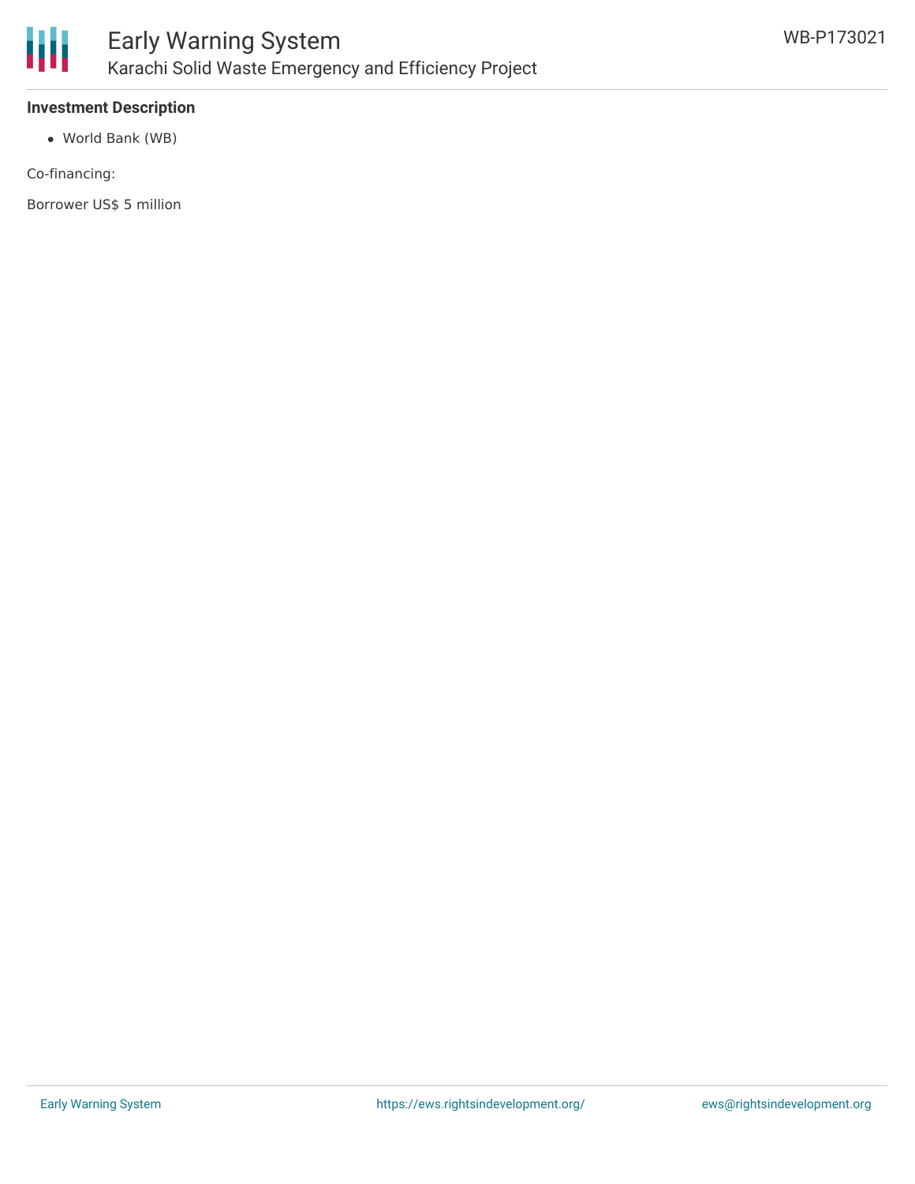### Investment Description

- World Bank (WB)

Co-financing:

Borrower US$ 5 million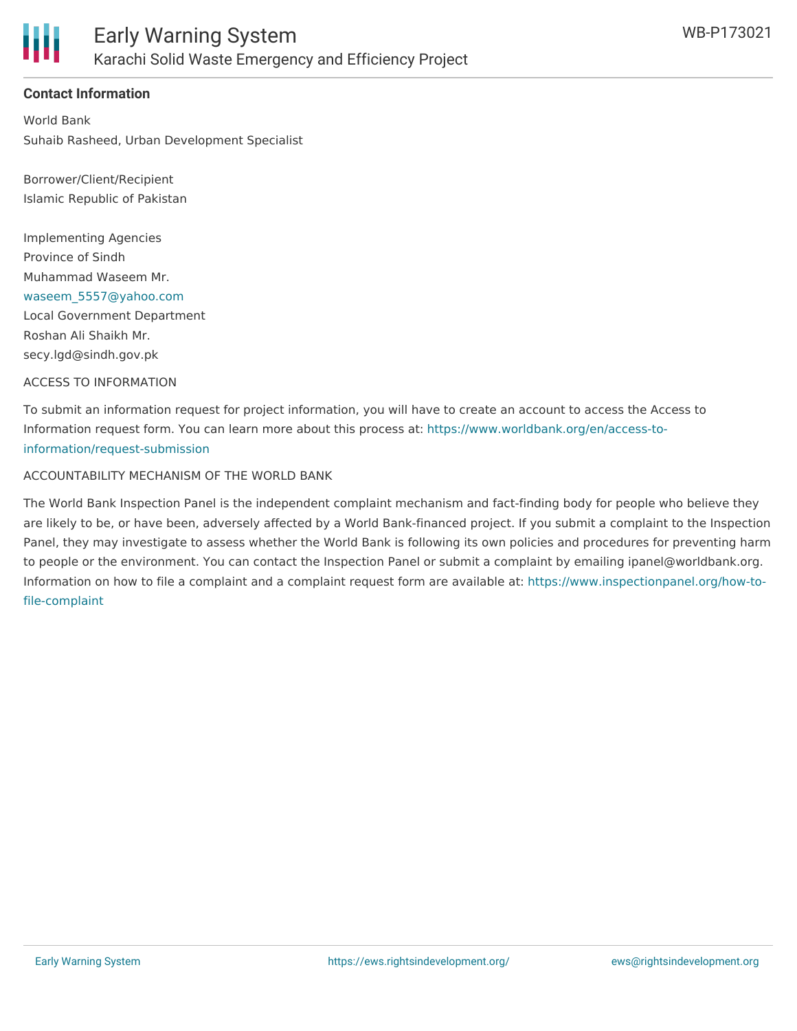**Contact Information**

World Bank
Suhaib Rasheed, Urban Development Specialist

Borrower/Client/Recipient
Islamic Republic of Pakistan

Implementing Agencies
Province of Sindh
Muhammad Waseem Mr.
waseem_5557@yahoo.com
Local Government Department
Roshan Ali Shaikh Mr.
secy.lgd@sindh.gov.pk

ACCESS TO INFORMATION

To submit an information request for project information, you will have to create an account to access the Access to Information request form. You can learn more about this process at: https://www.worldbank.org/en/access-to-information/request-submission

ACCOUNTABILITY MECHANISM OF THE WORLD BANK

The World Bank Inspection Panel is the independent complaint mechanism and fact-finding body for people who believe they are likely to be, or have been, adversely affected by a World Bank-financed project. If you submit a complaint to the Inspection Panel, they may investigate to assess whether the World Bank is following its own policies and procedures for preventing harm to people or the environment. You can contact the Inspection Panel or submit a complaint by emailing ipanel@worldbank.org. Information on how to file a complaint and a complaint request form are available at: https://www.inspectionpanel.org/how-to-file-complaint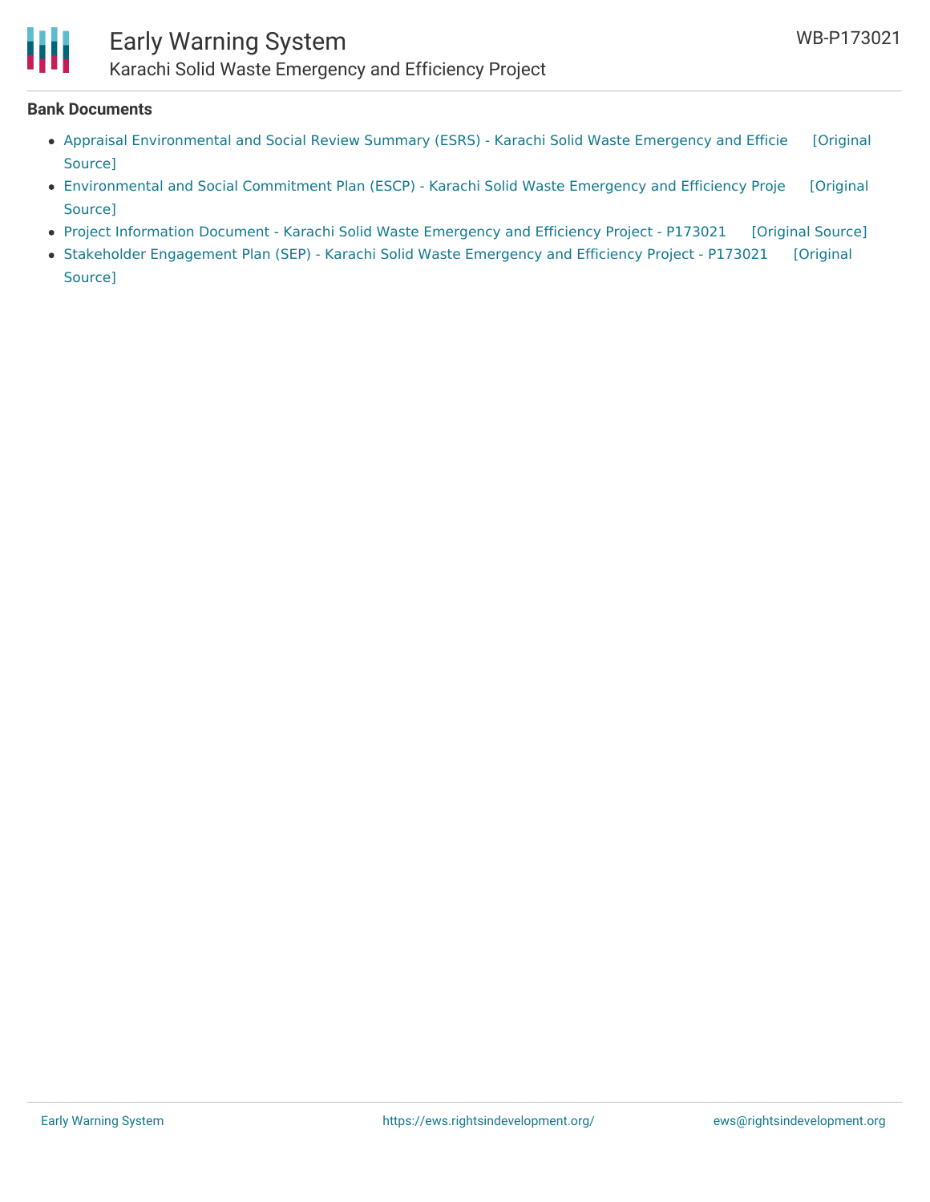**Bank Documents**

- Appraisal Environmental and Social Review Summary (ESRS) - Karachi Solid Waste Emergency and Efficie [Original Source]
- Environmental and Social Commitment Plan (ESCP) - Karachi Solid Waste Emergency and Efficiency Proje [Original Source]
- Project Information Document - Karachi Solid Waste Emergency and Efficiency Project - P173021 [Original Source]
- Stakeholder Engagement Plan (SEP) - Karachi Solid Waste Emergency and Efficiency Project - P173021 [Original Source]